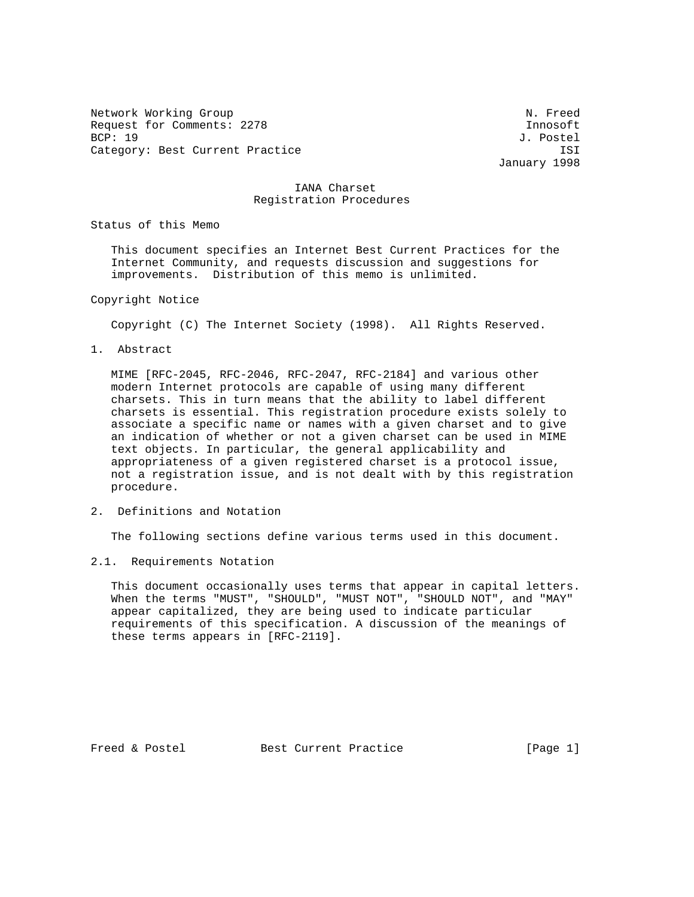Network Working Group N. Freed
Request for Comments: 2278 Innosoft
BCP: 19 J. Postel
Category: Best Current Practice ISI
January 1998

# IANA Charset Registration Procedures

## Status of this Memo

This document specifies an Internet Best Current Practices for the Internet Community, and requests discussion and suggestions for improvements. Distribution of this memo is unlimited.

## Copyright Notice

Copyright (C) The Internet Society (1998). All Rights Reserved.

## 1. Abstract

MIME [RFC-2045, RFC-2046, RFC-2047, RFC-2184] and various other modern Internet protocols are capable of using many different charsets. This in turn means that the ability to label different charsets is essential. This registration procedure exists solely to associate a specific name or names with a given charset and to give an indication of whether or not a given charset can be used in MIME text objects. In particular, the general applicability and appropriateness of a given registered charset is a protocol issue, not a registration issue, and is not dealt with by this registration procedure.

## 2. Definitions and Notation

The following sections define various terms used in this document.

### 2.1. Requirements Notation

This document occasionally uses terms that appear in capital letters. When the terms "MUST", "SHOULD", "MUST NOT", "SHOULD NOT", and "MAY" appear capitalized, they are being used to indicate particular requirements of this specification. A discussion of the meanings of these terms appears in [RFC-2119].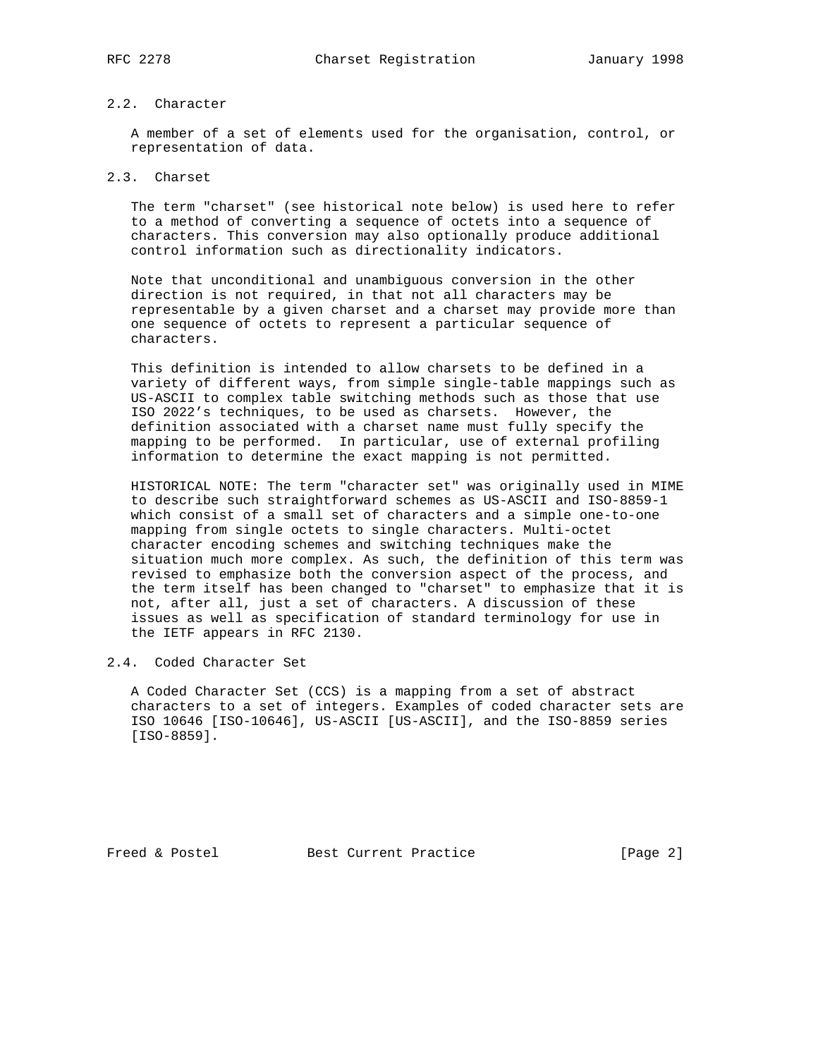## 2.2. Character

A member of a set of elements used for the organisation, control, or representation of data.

## 2.3. Charset

The term "charset" (see historical note below) is used here to refer to a method of converting a sequence of octets into a sequence of characters. This conversion may also optionally produce additional control information such as directionality indicators.

Note that unconditional and unambiguous conversion in the other direction is not required, in that not all characters may be representable by a given charset and a charset may provide more than one sequence of octets to represent a particular sequence of characters.

This definition is intended to allow charsets to be defined in a variety of different ways, from simple single-table mappings such as US-ASCII to complex table switching methods such as those that use ISO 2022's techniques, to be used as charsets. However, the definition associated with a charset name must fully specify the mapping to be performed. In particular, use of external profiling information to determine the exact mapping is not permitted.

HISTORICAL NOTE: The term "character set" was originally used in MIME to describe such straightforward schemes as US-ASCII and ISO-8859-1 which consist of a small set of characters and a simple one-to-one mapping from single octets to single characters. Multi-octet character encoding schemes and switching techniques make the situation much more complex. As such, the definition of this term was revised to emphasize both the conversion aspect of the process, and the term itself has been changed to "charset" to emphasize that it is not, after all, just a set of characters. A discussion of these issues as well as specification of standard terminology for use in the IETF appears in RFC 2130.

## 2.4. Coded Character Set

A Coded Character Set (CCS) is a mapping from a set of abstract characters to a set of integers. Examples of coded character sets are ISO 10646 [ISO-10646], US-ASCII [US-ASCII], and the ISO-8859 series [ISO-8859].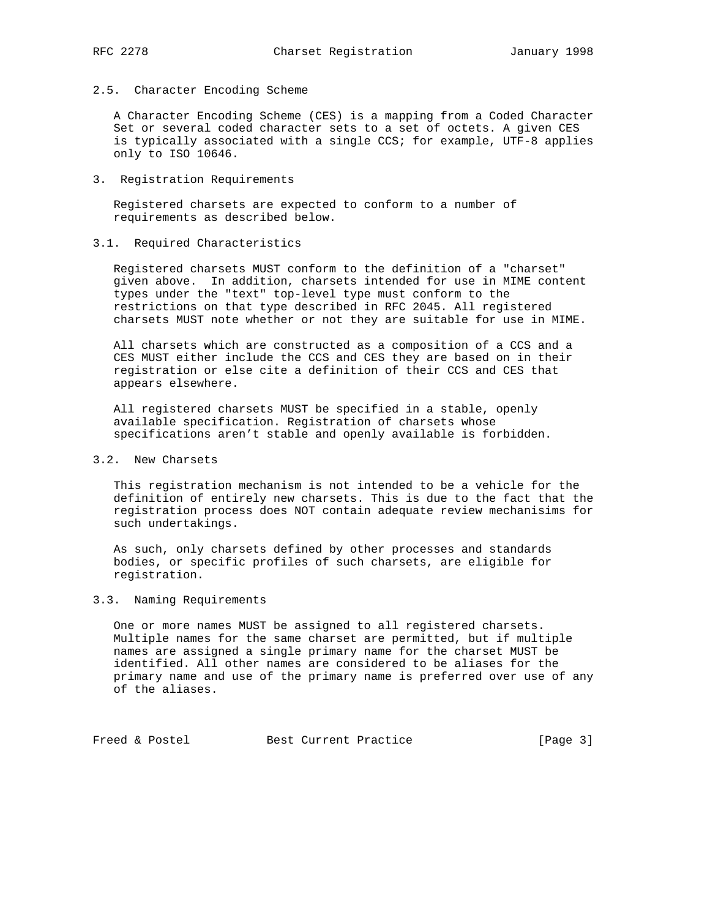## 2.5. Character Encoding Scheme

A Character Encoding Scheme (CES) is a mapping from a Coded Character Set or several coded character sets to a set of octets. A given CES is typically associated with a single CCS; for example, UTF-8 applies only to ISO 10646.

# 3. Registration Requirements

Registered charsets are expected to conform to a number of requirements as described below.

## 3.1. Required Characteristics

Registered charsets MUST conform to the definition of a "charset" given above. In addition, charsets intended for use in MIME content types under the "text" top-level type must conform to the restrictions on that type described in RFC 2045. All registered charsets MUST note whether or not they are suitable for use in MIME.

All charsets which are constructed as a composition of a CCS and a CES MUST either include the CCS and CES they are based on in their registration or else cite a definition of their CCS and CES that appears elsewhere.

All registered charsets MUST be specified in a stable, openly available specification. Registration of charsets whose specifications aren't stable and openly available is forbidden.

## 3.2. New Charsets

This registration mechanism is not intended to be a vehicle for the definition of entirely new charsets. This is due to the fact that the registration process does NOT contain adequate review mechanisims for such undertakings.

As such, only charsets defined by other processes and standards bodies, or specific profiles of such charsets, are eligible for registration.

## 3.3. Naming Requirements

One or more names MUST be assigned to all registered charsets. Multiple names for the same charset are permitted, but if multiple names are assigned a single primary name for the charset MUST be identified. All other names are considered to be aliases for the primary name and use of the primary name is preferred over use of any of the aliases.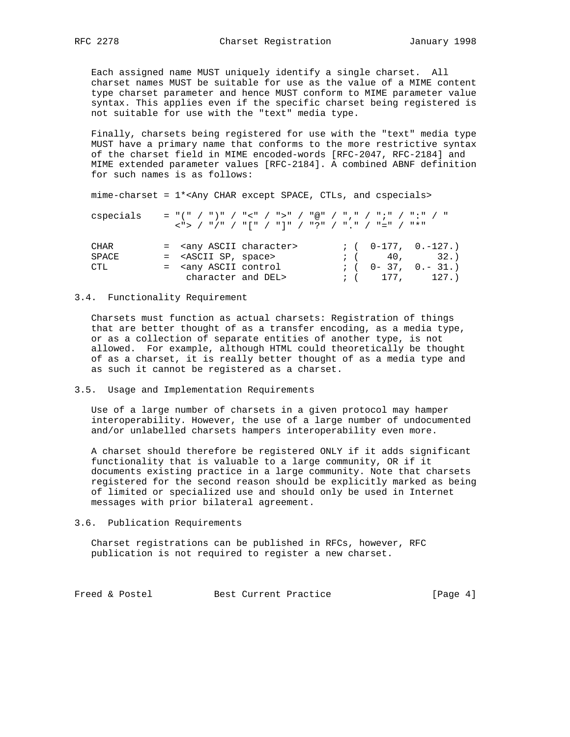Each assigned name MUST uniquely identify a single charset. All charset names MUST be suitable for use as the value of a MIME content type charset parameter and hence MUST conform to MIME parameter value syntax. This applies even if the specific charset being registered is not suitable for use with the "text" media type.

Finally, charsets being registered for use with the "text" media type MUST have a primary name that conforms to the more restrictive syntax of the charset field in MIME encoded-words [RFC-2047, RFC-2184] and MIME extended parameter values [RFC-2184]. A combined ABNF definition for such names is as follows:

```
mime-charset = 1*<Any CHAR except SPACE, CTLs, and cspecials>

cspecials    = "(" / ")" / "<" / ">" / "@" / "," / ";" / ":" / "
               <"> / "/" / "[" / "]" / "?" / "." / "=" / "*"

CHAR         =  <any ASCII character>        ; (  0-177,  0.-127.)
SPACE        =  <ASCII SP, space>            ; (     40,      32.)
CTL          =  <any ASCII control           ; (  0- 37,  0.- 31.)
                 character and DEL>          ; (    177,     127.)
```

## 3.4. Functionality Requirement

Charsets must function as actual charsets: Registration of things that are better thought of as a transfer encoding, as a media type, or as a collection of separate entities of another type, is not allowed. For example, although HTML could theoretically be thought of as a charset, it is really better thought of as a media type and as such it cannot be registered as a charset.

## 3.5. Usage and Implementation Requirements

Use of a large number of charsets in a given protocol may hamper interoperability. However, the use of a large number of undocumented and/or unlabelled charsets hampers interoperability even more.

A charset should therefore be registered ONLY if it adds significant functionality that is valuable to a large community, OR if it documents existing practice in a large community. Note that charsets registered for the second reason should be explicitly marked as being of limited or specialized use and should only be used in Internet messages with prior bilateral agreement.

## 3.6. Publication Requirements

Charset registrations can be published in RFCs, however, RFC publication is not required to register a new charset.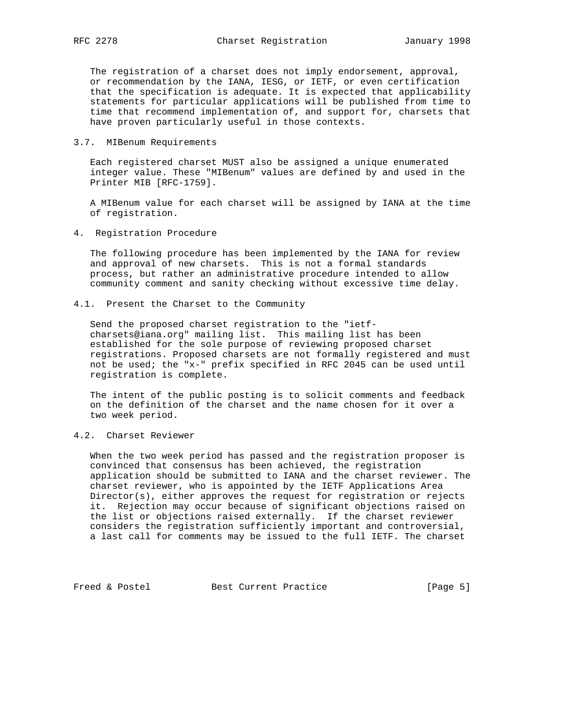The registration of a charset does not imply endorsement, approval, or recommendation by the IANA, IESG, or IETF, or even certification that the specification is adequate. It is expected that applicability statements for particular applications will be published from time to time that recommend implementation of, and support for, charsets that have proven particularly useful in those contexts.

### 3.7. MIBenum Requirements

Each registered charset MUST also be assigned a unique enumerated integer value. These "MIBenum" values are defined by and used in the Printer MIB [RFC-1759].

A MIBenum value for each charset will be assigned by IANA at the time of registration.

## 4. Registration Procedure

The following procedure has been implemented by the IANA for review and approval of new charsets. This is not a formal standards process, but rather an administrative procedure intended to allow community comment and sanity checking without excessive time delay.

### 4.1. Present the Charset to the Community

Send the proposed charset registration to the "ietf-charsets@iana.org" mailing list. This mailing list has been established for the sole purpose of reviewing proposed charset registrations. Proposed charsets are not formally registered and must not be used; the "x-" prefix specified in RFC 2045 can be used until registration is complete.

The intent of the public posting is to solicit comments and feedback on the definition of the charset and the name chosen for it over a two week period.

### 4.2. Charset Reviewer

When the two week period has passed and the registration proposer is convinced that consensus has been achieved, the registration application should be submitted to IANA and the charset reviewer. The charset reviewer, who is appointed by the IETF Applications Area Director(s), either approves the request for registration or rejects it. Rejection may occur because of significant objections raised on the list or objections raised externally. If the charset reviewer considers the registration sufficiently important and controversial, a last call for comments may be issued to the full IETF. The charset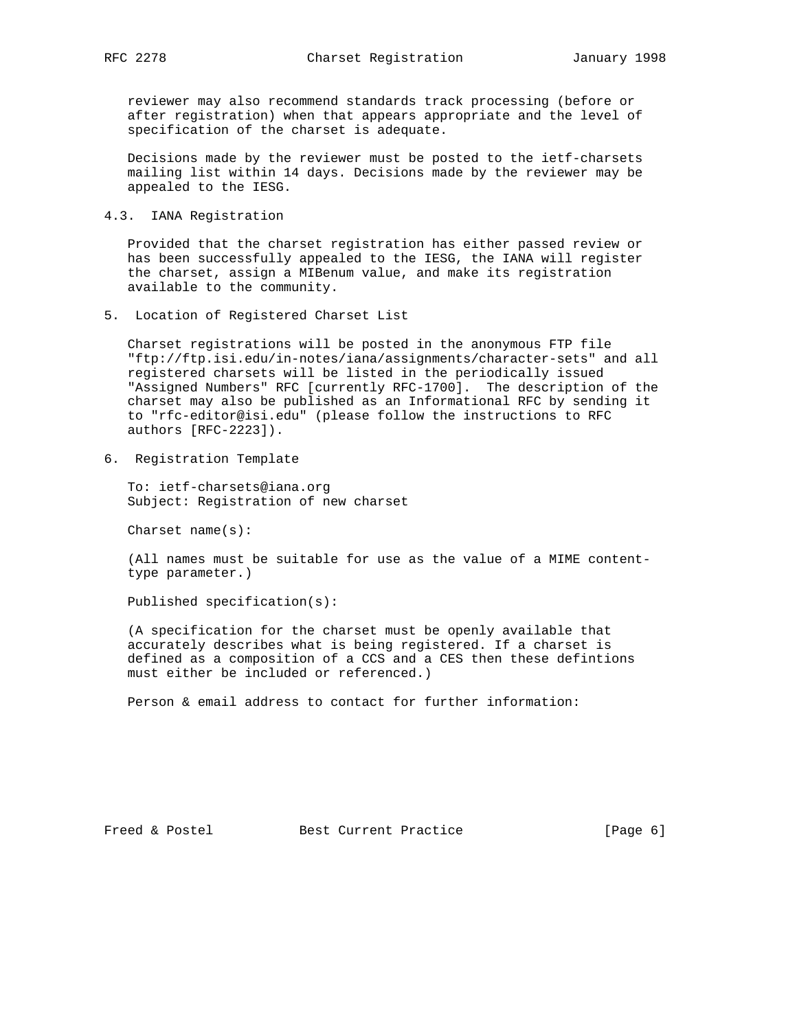reviewer may also recommend standards track processing (before or after registration) when that appears appropriate and the level of specification of the charset is adequate.

Decisions made by the reviewer must be posted to the ietf-charsets mailing list within 14 days. Decisions made by the reviewer may be appealed to the IESG.

### 4.3. IANA Registration

Provided that the charset registration has either passed review or has been successfully appealed to the IESG, the IANA will register the charset, assign a MIBenum value, and make its registration available to the community.

## 5. Location of Registered Charset List

Charset registrations will be posted in the anonymous FTP file "ftp://ftp.isi.edu/in-notes/iana/assignments/character-sets" and all registered charsets will be listed in the periodically issued "Assigned Numbers" RFC [currently RFC-1700]. The description of the charset may also be published as an Informational RFC by sending it to "rfc-editor@isi.edu" (please follow the instructions to RFC authors [RFC-2223]).

## 6. Registration Template

To: ietf-charsets@iana.org
Subject: Registration of new charset

Charset name(s):

(All names must be suitable for use as the value of a MIME content-type parameter.)

Published specification(s):

(A specification for the charset must be openly available that accurately describes what is being registered. If a charset is defined as a composition of a CCS and a CES then these defintions must either be included or referenced.)

Person & email address to contact for further information: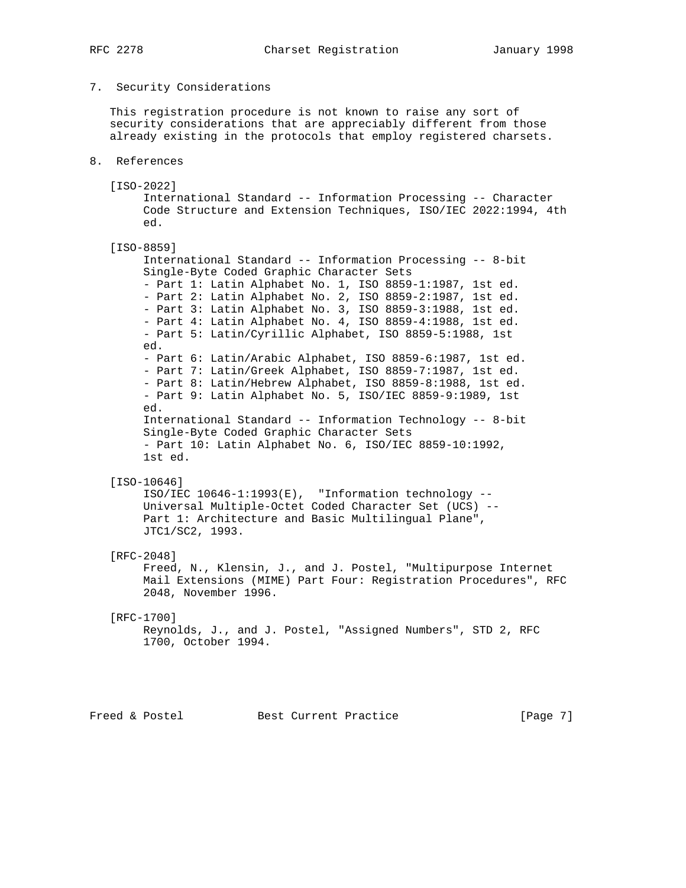## 7. Security Considerations

This registration procedure is not known to raise any sort of security considerations that are appreciably different from those already existing in the protocols that employ registered charsets.

## 8. References

[ISO-2022]
International Standard -- Information Processing -- Character Code Structure and Extension Techniques, ISO/IEC 2022:1994, 4th ed.

[ISO-8859]
International Standard -- Information Processing -- 8-bit Single-Byte Coded Graphic Character Sets
- Part 1: Latin Alphabet No. 1, ISO 8859-1:1987, 1st ed.
- Part 2: Latin Alphabet No. 2, ISO 8859-2:1987, 1st ed.
- Part 3: Latin Alphabet No. 3, ISO 8859-3:1988, 1st ed.
- Part 4: Latin Alphabet No. 4, ISO 8859-4:1988, 1st ed.
- Part 5: Latin/Cyrillic Alphabet, ISO 8859-5:1988, 1st ed.
- Part 6: Latin/Arabic Alphabet, ISO 8859-6:1987, 1st ed.
- Part 7: Latin/Greek Alphabet, ISO 8859-7:1987, 1st ed.
- Part 8: Latin/Hebrew Alphabet, ISO 8859-8:1988, 1st ed.
- Part 9: Latin Alphabet No. 5, ISO/IEC 8859-9:1989, 1st ed.

International Standard -- Information Technology -- 8-bit Single-Byte Coded Graphic Character Sets
- Part 10: Latin Alphabet No. 6, ISO/IEC 8859-10:1992, 1st ed.

[ISO-10646]
ISO/IEC 10646-1:1993(E), "Information technology -- Universal Multiple-Octet Coded Character Set (UCS) -- Part 1: Architecture and Basic Multilingual Plane", JTC1/SC2, 1993.

[RFC-2048]
Freed, N., Klensin, J., and J. Postel, "Multipurpose Internet Mail Extensions (MIME) Part Four: Registration Procedures", RFC 2048, November 1996.

[RFC-1700]
Reynolds, J., and J. Postel, "Assigned Numbers", STD 2, RFC 1700, October 1994.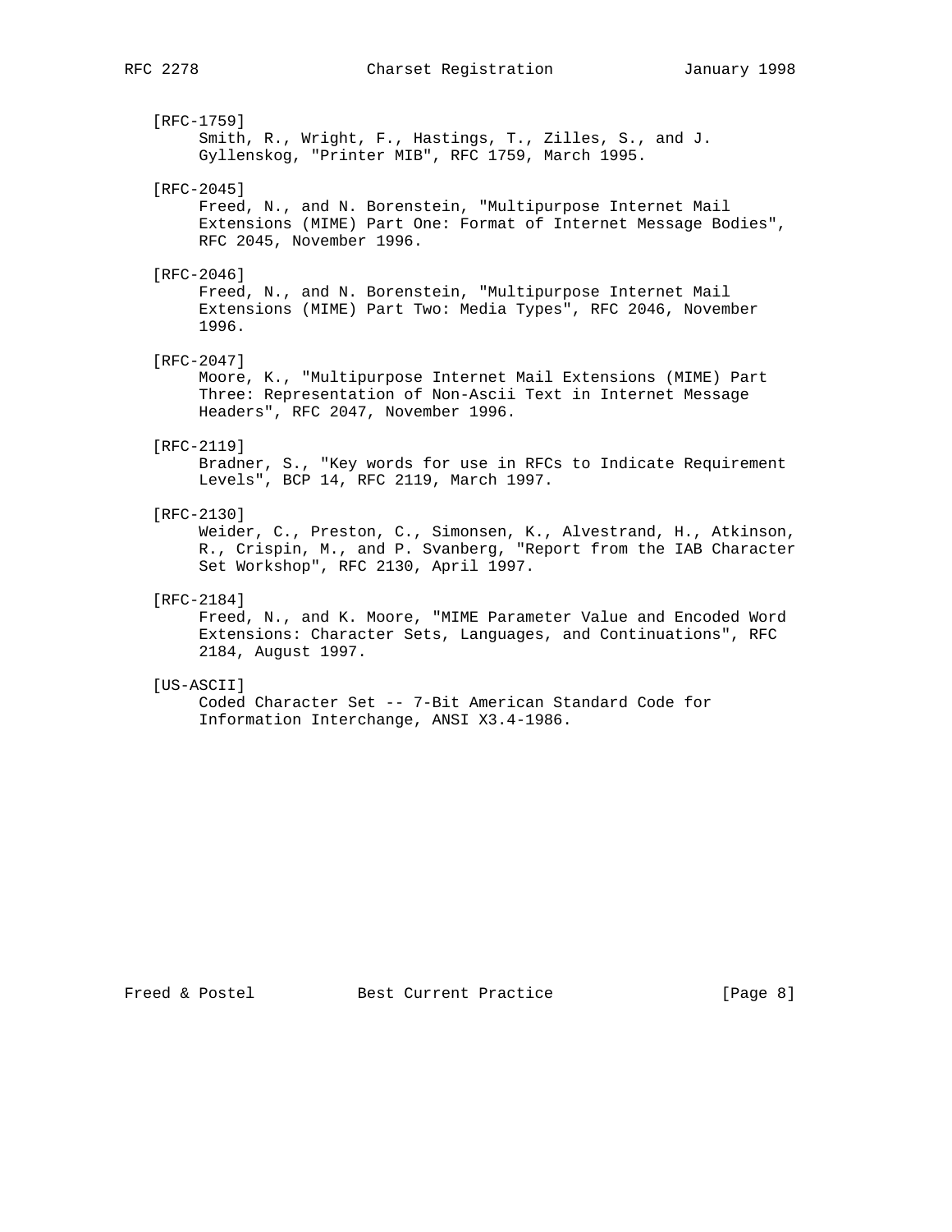[RFC-1759]
Smith, R., Wright, F., Hastings, T., Zilles, S., and J. Gyllenskog, "Printer MIB", RFC 1759, March 1995.

[RFC-2045]
Freed, N., and N. Borenstein, "Multipurpose Internet Mail Extensions (MIME) Part One: Format of Internet Message Bodies", RFC 2045, November 1996.

[RFC-2046]
Freed, N., and N. Borenstein, "Multipurpose Internet Mail Extensions (MIME) Part Two: Media Types", RFC 2046, November 1996.

[RFC-2047]
Moore, K., "Multipurpose Internet Mail Extensions (MIME) Part Three: Representation of Non-Ascii Text in Internet Message Headers", RFC 2047, November 1996.

[RFC-2119]
Bradner, S., "Key words for use in RFCs to Indicate Requirement Levels", BCP 14, RFC 2119, March 1997.

[RFC-2130]
Weider, C., Preston, C., Simonsen, K., Alvestrand, H., Atkinson, R., Crispin, M., and P. Svanberg, "Report from the IAB Character Set Workshop", RFC 2130, April 1997.

[RFC-2184]
Freed, N., and K. Moore, "MIME Parameter Value and Encoded Word Extensions: Character Sets, Languages, and Continuations", RFC 2184, August 1997.

[US-ASCII]
Coded Character Set -- 7-Bit American Standard Code for Information Interchange, ANSI X3.4-1986.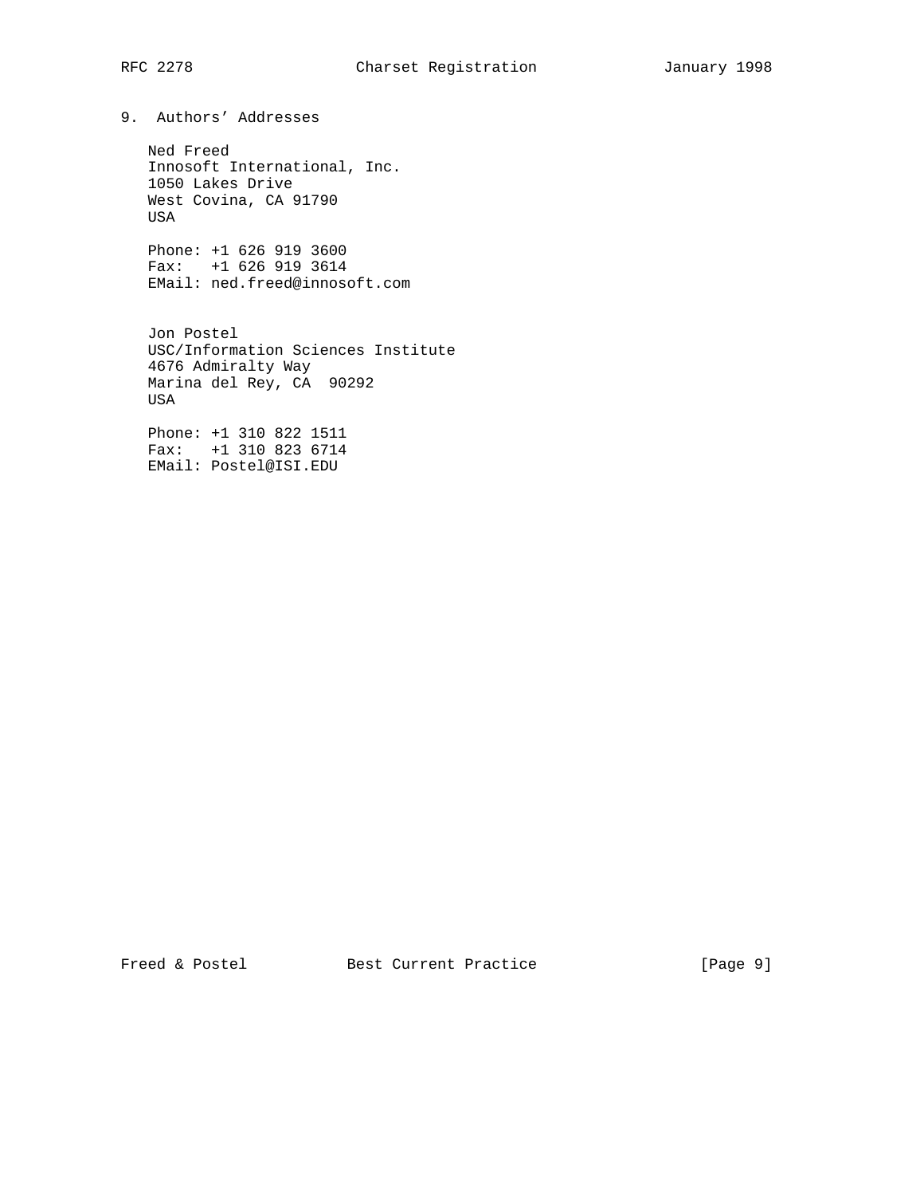## 9. Authors' Addresses

Ned Freed
Innosoft International, Inc.
1050 Lakes Drive
West Covina, CA 91790
USA

Phone: +1 626 919 3600
Fax: +1 626 919 3614
EMail: ned.freed@innosoft.com

Jon Postel
USC/Information Sciences Institute
4676 Admiralty Way
Marina del Rey, CA 90292
USA

Phone: +1 310 822 1511
Fax: +1 310 823 6714
EMail: Postel@ISI.EDU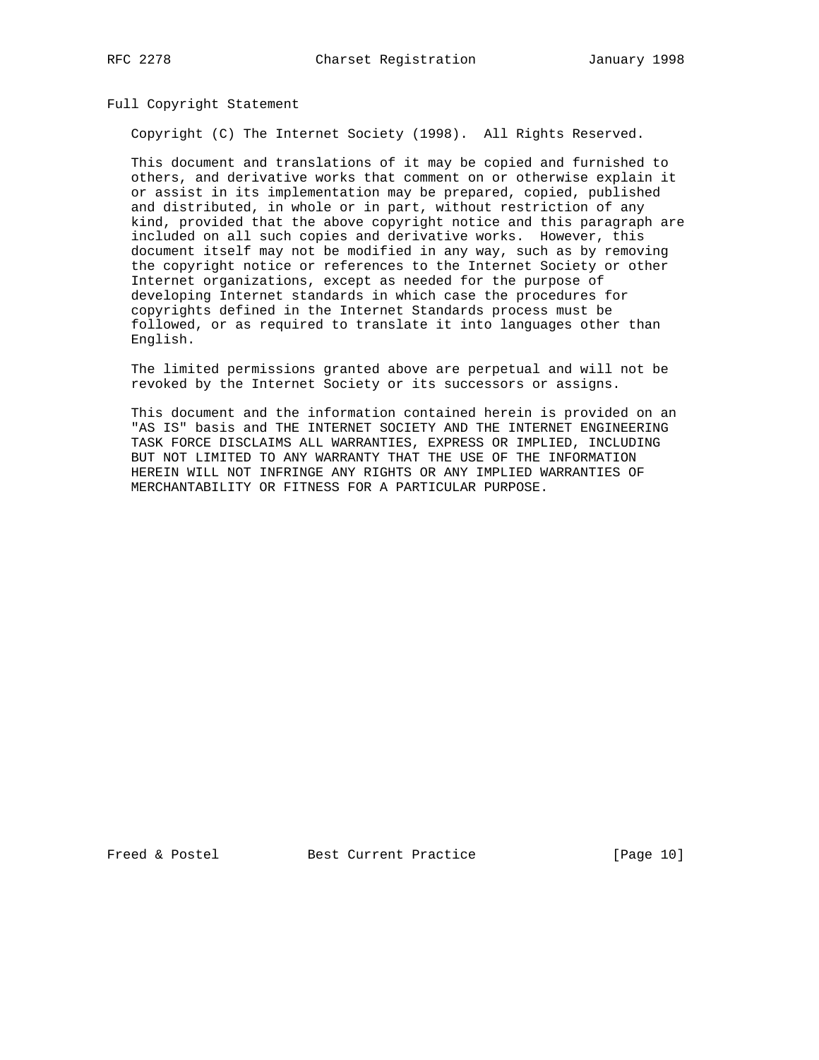## Full Copyright Statement

Copyright (C) The Internet Society (1998). All Rights Reserved.

This document and translations of it may be copied and furnished to others, and derivative works that comment on or otherwise explain it or assist in its implementation may be prepared, copied, published and distributed, in whole or in part, without restriction of any kind, provided that the above copyright notice and this paragraph are included on all such copies and derivative works. However, this document itself may not be modified in any way, such as by removing the copyright notice or references to the Internet Society or other Internet organizations, except as needed for the purpose of developing Internet standards in which case the procedures for copyrights defined in the Internet Standards process must be followed, or as required to translate it into languages other than English.

The limited permissions granted above are perpetual and will not be revoked by the Internet Society or its successors or assigns.

This document and the information contained herein is provided on an "AS IS" basis and THE INTERNET SOCIETY AND THE INTERNET ENGINEERING TASK FORCE DISCLAIMS ALL WARRANTIES, EXPRESS OR IMPLIED, INCLUDING BUT NOT LIMITED TO ANY WARRANTY THAT THE USE OF THE INFORMATION HEREIN WILL NOT INFRINGE ANY RIGHTS OR ANY IMPLIED WARRANTIES OF MERCHANTABILITY OR FITNESS FOR A PARTICULAR PURPOSE.